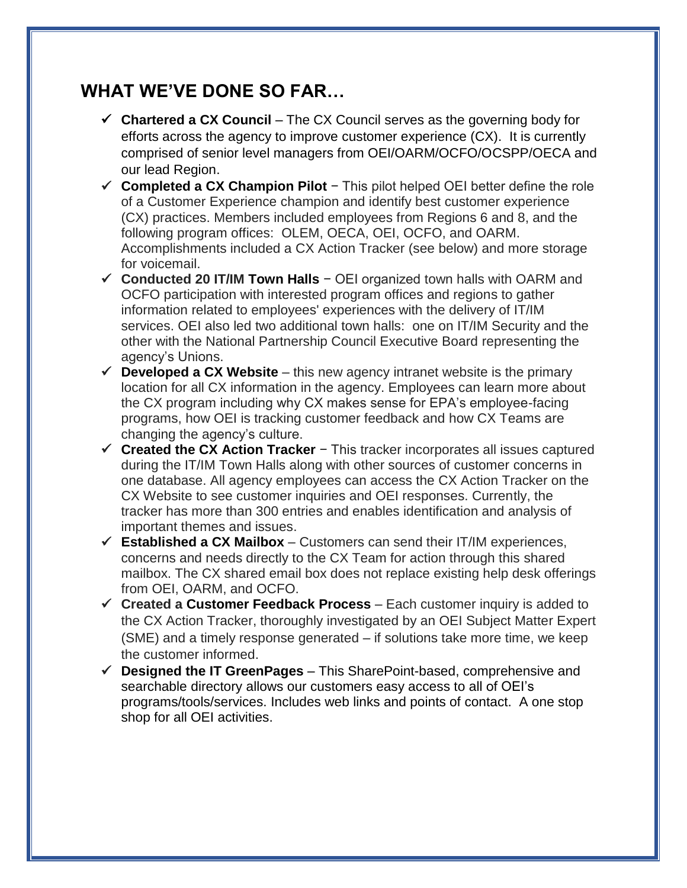## WHAT WE'VE DONE SO FAR…

- ✓ **Chartered a CX Council** – The CX Council serves as the governing body for efforts across the agency to improve customer experience (CX). It is currently comprised of senior level managers from OEI/OARM/OCFO/OCSPP/OECA and our lead Region.
- ✓ **Completed a CX Champion Pilot** − This pilot helped OEI better define the role of a Customer Experience champion and identify best customer experience (CX) practices. Members included employees from Regions 6 and 8, and the following program offices: OLEM, OECA, OEI, OCFO, and OARM. Accomplishments included a CX Action Tracker (see below) and more storage for voicemail.
- ✓ **Conducted 20 IT/IM Town Halls** − OEI organized town halls with OARM and OCFO participation with interested program offices and regions to gather information related to employees' experiences with the delivery of IT/IM services. OEI also led two additional town halls: one on IT/IM Security and the other with the National Partnership Council Executive Board representing the agency's Unions.
- ✓ **Developed a CX Website** – this new agency intranet website is the primary location for all CX information in the agency. Employees can learn more about the CX program including why CX makes sense for EPA's employee-facing programs, how OEI is tracking customer feedback and how CX Teams are changing the agency's culture.
- ✓ **Created the CX Action Tracker** − This tracker incorporates all issues captured during the IT/IM Town Halls along with other sources of customer concerns in one database. All agency employees can access the CX Action Tracker on the CX Website to see customer inquiries and OEI responses. Currently, the tracker has more than 300 entries and enables identification and analysis of important themes and issues.
- ✓ **Established a CX Mailbox** – Customers can send their IT/IM experiences, concerns and needs directly to the CX Team for action through this shared mailbox. The CX shared email box does not replace existing help desk offerings from OEI, OARM, and OCFO.
- ✓ **Created a Customer Feedback Process** – Each customer inquiry is added to the CX Action Tracker, thoroughly investigated by an OEI Subject Matter Expert (SME) and a timely response generated – if solutions take more time, we keep the customer informed.
- ✓ **Designed the IT GreenPages** – This SharePoint-based, comprehensive and searchable directory allows our customers easy access to all of OEI's programs/tools/services. Includes web links and points of contact. A one stop shop for all OEI activities.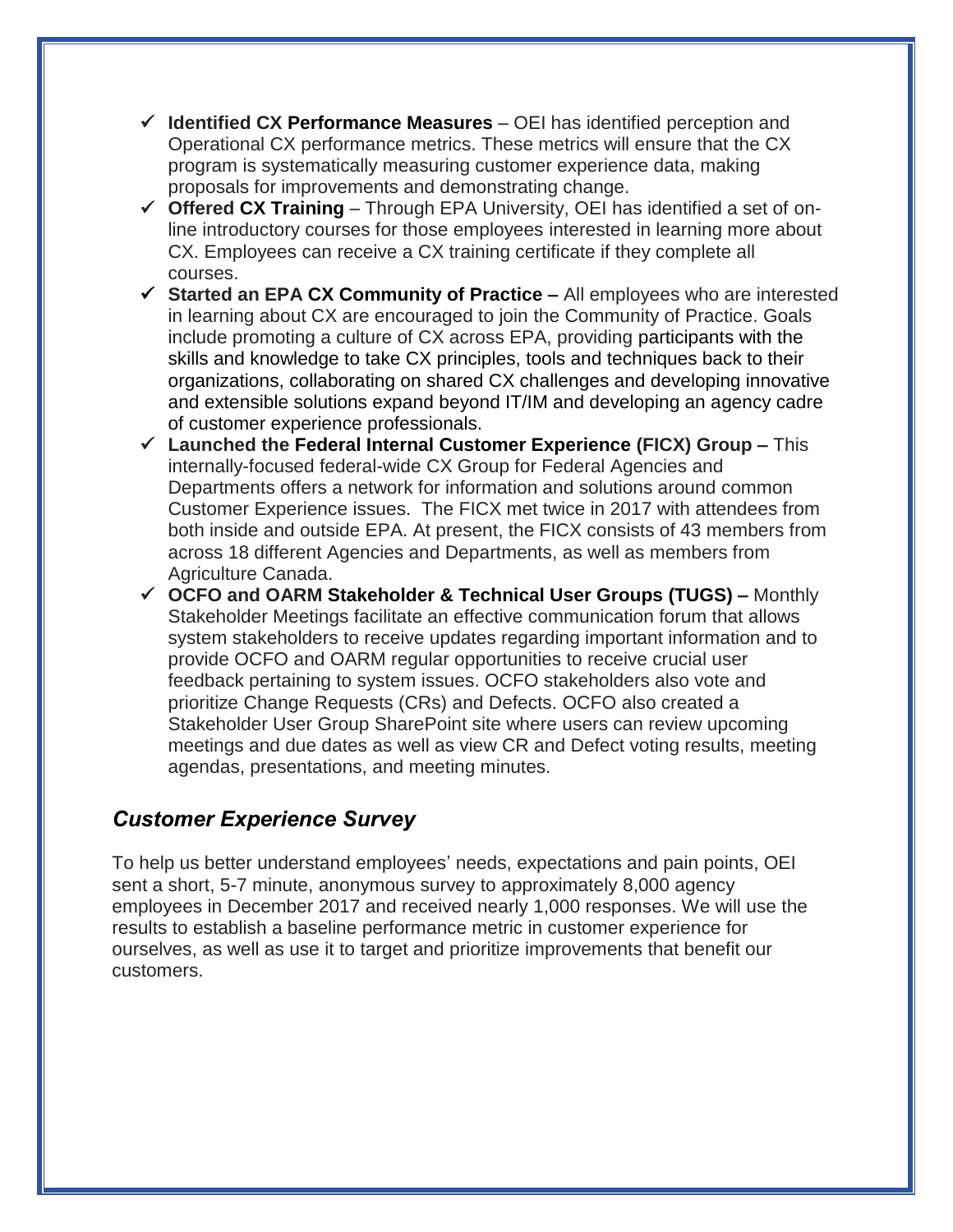- ✓ **Identified CX Performance Measures** – OEI has identified perception and Operational CX performance metrics. These metrics will ensure that the CX program is systematically measuring customer experience data, making proposals for improvements and demonstrating change.
- ✓ **Offered CX Training** – Through EPA University, OEI has identified a set of on-line introductory courses for those employees interested in learning more about CX. Employees can receive a CX training certificate if they complete all courses.
- ✓ **Started an EPA CX Community of Practice –** All employees who are interested in learning about CX are encouraged to join the Community of Practice. Goals include promoting a culture of CX across EPA, providing participants with the skills and knowledge to take CX principles, tools and techniques back to their organizations, collaborating on shared CX challenges and developing innovative and extensible solutions expand beyond IT/IM and developing an agency cadre of customer experience professionals.
- ✓ **Launched the Federal Internal Customer Experience (FICX) Group –** This internally-focused federal-wide CX Group for Federal Agencies and Departments offers a network for information and solutions around common Customer Experience issues. The FICX met twice in 2017 with attendees from both inside and outside EPA. At present, the FICX consists of 43 members from across 18 different Agencies and Departments, as well as members from Agriculture Canada.
- ✓ **OCFO and OARM Stakeholder & Technical User Groups (TUGS) –** Monthly Stakeholder Meetings facilitate an effective communication forum that allows system stakeholders to receive updates regarding important information and to provide OCFO and OARM regular opportunities to receive crucial user feedback pertaining to system issues. OCFO stakeholders also vote and prioritize Change Requests (CRs) and Defects. OCFO also created a Stakeholder User Group SharePoint site where users can review upcoming meetings and due dates as well as view CR and Defect voting results, meeting agendas, presentations, and meeting minutes.

## *Customer Experience Survey*

To help us better understand employees' needs, expectations and pain points, OEI sent a short, 5-7 minute, anonymous survey to approximately 8,000 agency employees in December 2017 and received nearly 1,000 responses. We will use the results to establish a baseline performance metric in customer experience for ourselves, as well as use it to target and prioritize improvements that benefit our customers.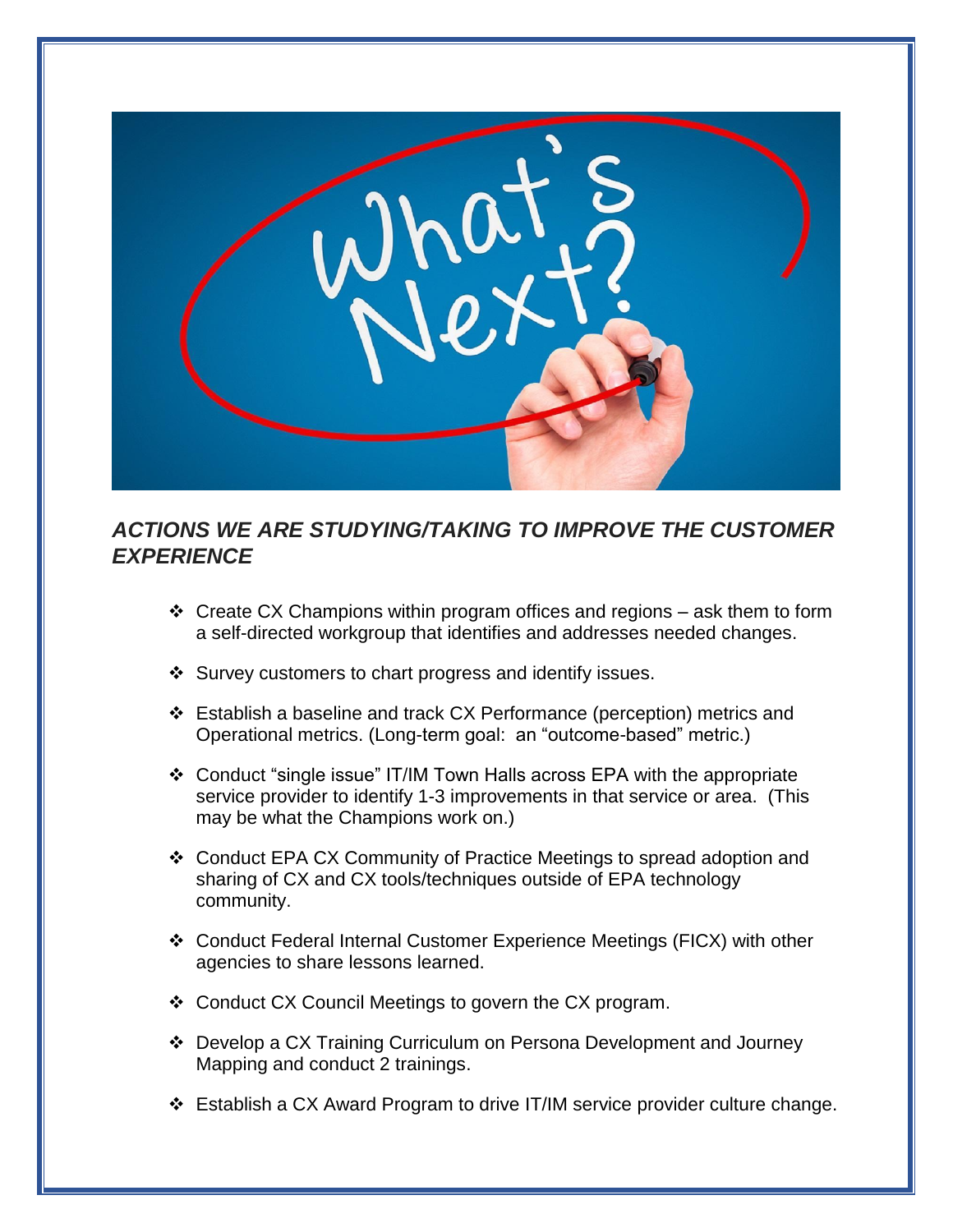## *ACTIONS WE ARE STUDYING/TAKING TO IMPROVE THE CUSTOMER EXPERIENCE*

- Create CX Champions within program offices and regions – ask them to form a self-directed workgroup that identifies and addresses needed changes.
- Survey customers to chart progress and identify issues.
- Establish a baseline and track CX Performance (perception) metrics and Operational metrics. (Long-term goal: an "outcome-based" metric.)
- Conduct "single issue" IT/IM Town Halls across EPA with the appropriate service provider to identify 1-3 improvements in that service or area. (This may be what the Champions work on.)
- Conduct EPA CX Community of Practice Meetings to spread adoption and sharing of CX and CX tools/techniques outside of EPA technology community.
- Conduct Federal Internal Customer Experience Meetings (FICX) with other agencies to share lessons learned.
- Conduct CX Council Meetings to govern the CX program.
- Develop a CX Training Curriculum on Persona Development and Journey Mapping and conduct 2 trainings.
- Establish a CX Award Program to drive IT/IM service provider culture change.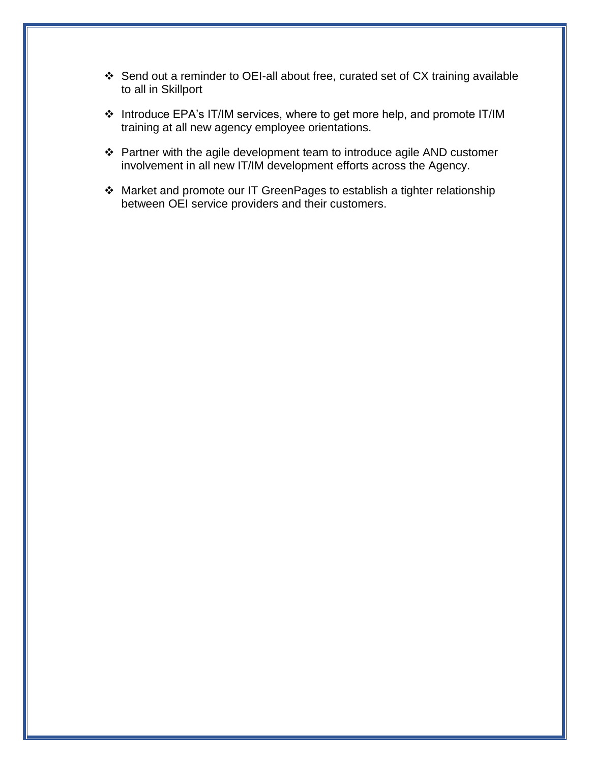- Send out a reminder to OEI-all about free, curated set of CX training available to all in Skillport

- Introduce EPA's IT/IM services, where to get more help, and promote IT/IM training at all new agency employee orientations.

- Partner with the agile development team to introduce agile AND customer involvement in all new IT/IM development efforts across the Agency.

- Market and promote our IT GreenPages to establish a tighter relationship between OEI service providers and their customers.